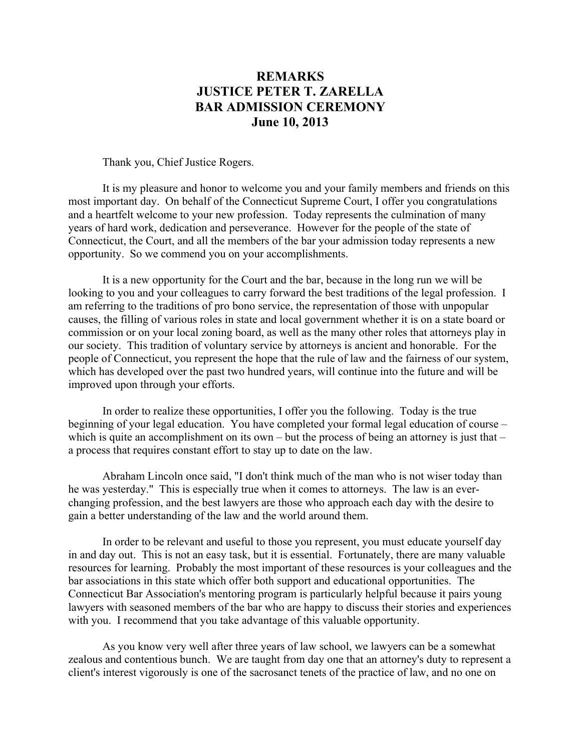# REMARKS
# JUSTICE PETER T. ZARELLA
# BAR ADMISSION CEREMONY
# June 10, 2013

Thank you, Chief Justice Rogers.

It is my pleasure and honor to welcome you and your family members and friends on this most important day. On behalf of the Connecticut Supreme Court, I offer you congratulations and a heartfelt welcome to your new profession. Today represents the culmination of many years of hard work, dedication and perseverance. However for the people of the state of Connecticut, the Court, and all the members of the bar your admission today represents a new opportunity. So we commend you on your accomplishments.

It is a new opportunity for the Court and the bar, because in the long run we will be looking to you and your colleagues to carry forward the best traditions of the legal profession. I am referring to the traditions of pro bono service, the representation of those with unpopular causes, the filling of various roles in state and local government whether it is on a state board or commission or on your local zoning board, as well as the many other roles that attorneys play in our society. This tradition of voluntary service by attorneys is ancient and honorable. For the people of Connecticut, you represent the hope that the rule of law and the fairness of our system, which has developed over the past two hundred years, will continue into the future and will be improved upon through your efforts.

In order to realize these opportunities, I offer you the following. Today is the true beginning of your legal education. You have completed your formal legal education of course – which is quite an accomplishment on its own – but the process of being an attorney is just that – a process that requires constant effort to stay up to date on the law.

Abraham Lincoln once said, "I don't think much of the man who is not wiser today than he was yesterday." This is especially true when it comes to attorneys. The law is an ever-changing profession, and the best lawyers are those who approach each day with the desire to gain a better understanding of the law and the world around them.

In order to be relevant and useful to those you represent, you must educate yourself day in and day out. This is not an easy task, but it is essential. Fortunately, there are many valuable resources for learning. Probably the most important of these resources is your colleagues and the bar associations in this state which offer both support and educational opportunities. The Connecticut Bar Association's mentoring program is particularly helpful because it pairs young lawyers with seasoned members of the bar who are happy to discuss their stories and experiences with you. I recommend that you take advantage of this valuable opportunity.

As you know very well after three years of law school, we lawyers can be a somewhat zealous and contentious bunch. We are taught from day one that an attorney's duty to represent a client's interest vigorously is one of the sacrosanct tenets of the practice of law, and no one on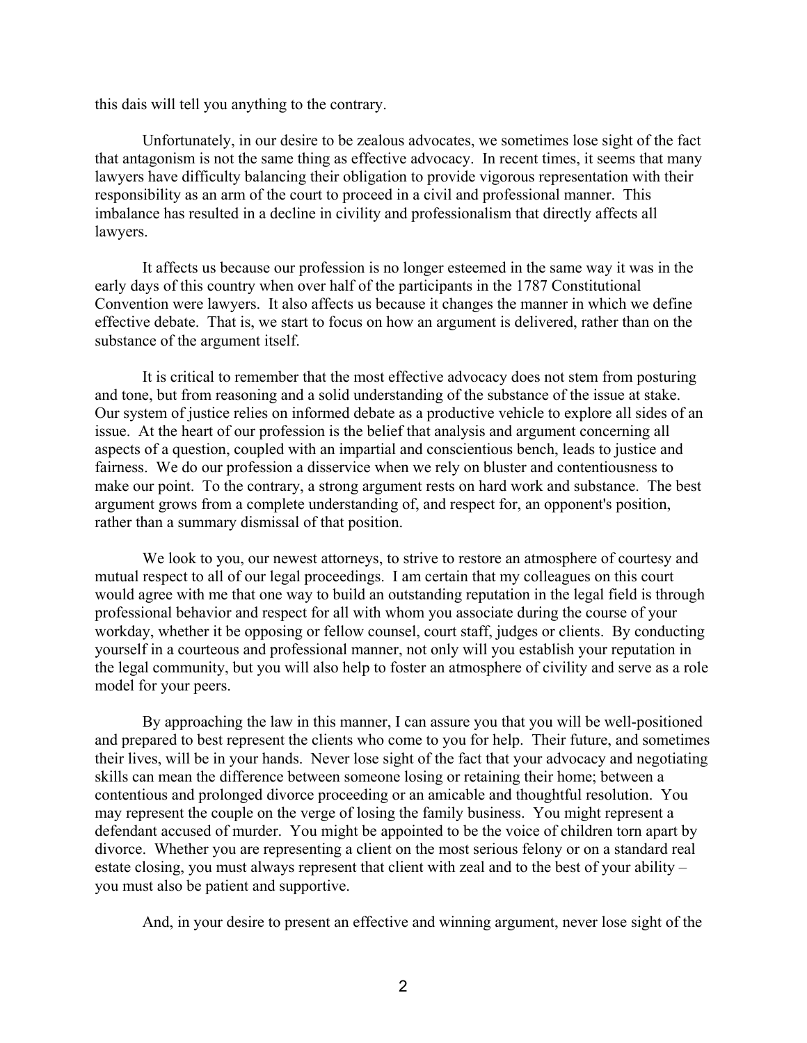this dais will tell you anything to the contrary.

Unfortunately, in our desire to be zealous advocates, we sometimes lose sight of the fact that antagonism is not the same thing as effective advocacy. In recent times, it seems that many lawyers have difficulty balancing their obligation to provide vigorous representation with their responsibility as an arm of the court to proceed in a civil and professional manner. This imbalance has resulted in a decline in civility and professionalism that directly affects all lawyers.

It affects us because our profession is no longer esteemed in the same way it was in the early days of this country when over half of the participants in the 1787 Constitutional Convention were lawyers. It also affects us because it changes the manner in which we define effective debate. That is, we start to focus on how an argument is delivered, rather than on the substance of the argument itself.

It is critical to remember that the most effective advocacy does not stem from posturing and tone, but from reasoning and a solid understanding of the substance of the issue at stake. Our system of justice relies on informed debate as a productive vehicle to explore all sides of an issue. At the heart of our profession is the belief that analysis and argument concerning all aspects of a question, coupled with an impartial and conscientious bench, leads to justice and fairness. We do our profession a disservice when we rely on bluster and contentiousness to make our point. To the contrary, a strong argument rests on hard work and substance. The best argument grows from a complete understanding of, and respect for, an opponent's position, rather than a summary dismissal of that position.

We look to you, our newest attorneys, to strive to restore an atmosphere of courtesy and mutual respect to all of our legal proceedings. I am certain that my colleagues on this court would agree with me that one way to build an outstanding reputation in the legal field is through professional behavior and respect for all with whom you associate during the course of your workday, whether it be opposing or fellow counsel, court staff, judges or clients. By conducting yourself in a courteous and professional manner, not only will you establish your reputation in the legal community, but you will also help to foster an atmosphere of civility and serve as a role model for your peers.

By approaching the law in this manner, I can assure you that you will be well-positioned and prepared to best represent the clients who come to you for help. Their future, and sometimes their lives, will be in your hands. Never lose sight of the fact that your advocacy and negotiating skills can mean the difference between someone losing or retaining their home; between a contentious and prolonged divorce proceeding or an amicable and thoughtful resolution. You may represent the couple on the verge of losing the family business. You might represent a defendant accused of murder. You might be appointed to be the voice of children torn apart by divorce. Whether you are representing a client on the most serious felony or on a standard real estate closing, you must always represent that client with zeal and to the best of your ability – you must also be patient and supportive.

And, in your desire to present an effective and winning argument, never lose sight of the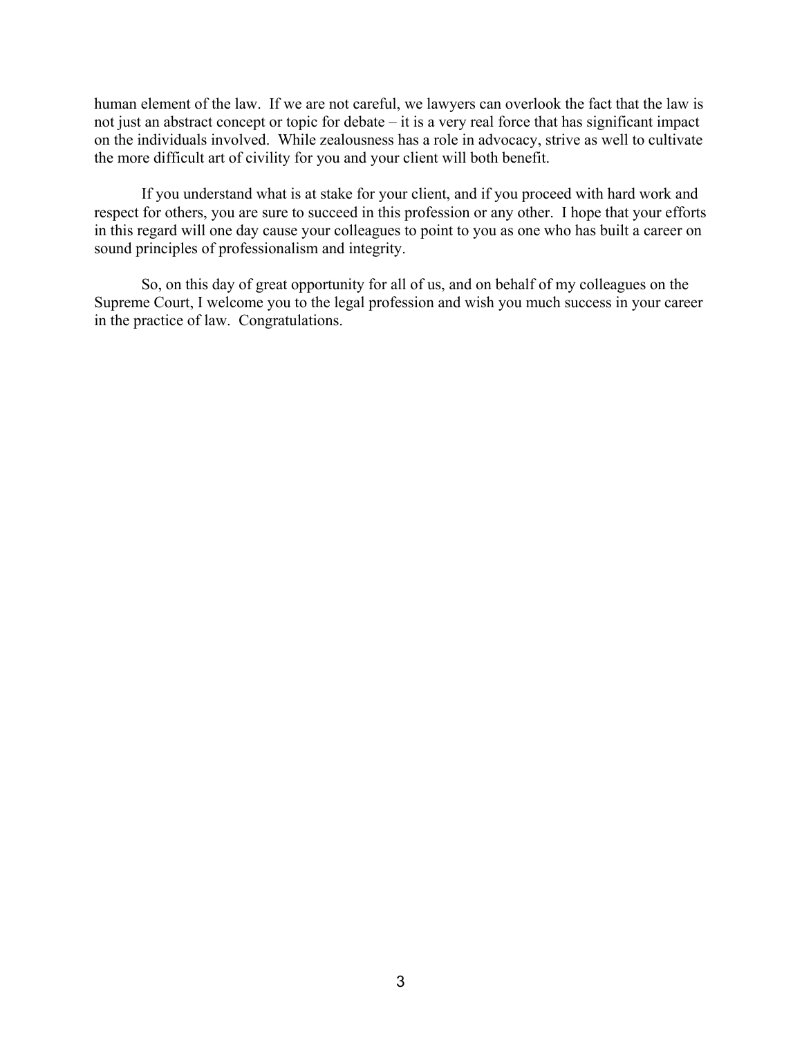human element of the law. If we are not careful, we lawyers can overlook the fact that the law is not just an abstract concept or topic for debate – it is a very real force that has significant impact on the individuals involved. While zealousness has a role in advocacy, strive as well to cultivate the more difficult art of civility for you and your client will both benefit.

If you understand what is at stake for your client, and if you proceed with hard work and respect for others, you are sure to succeed in this profession or any other. I hope that your efforts in this regard will one day cause your colleagues to point to you as one who has built a career on sound principles of professionalism and integrity.

So, on this day of great opportunity for all of us, and on behalf of my colleagues on the Supreme Court, I welcome you to the legal profession and wish you much success in your career in the practice of law. Congratulations.